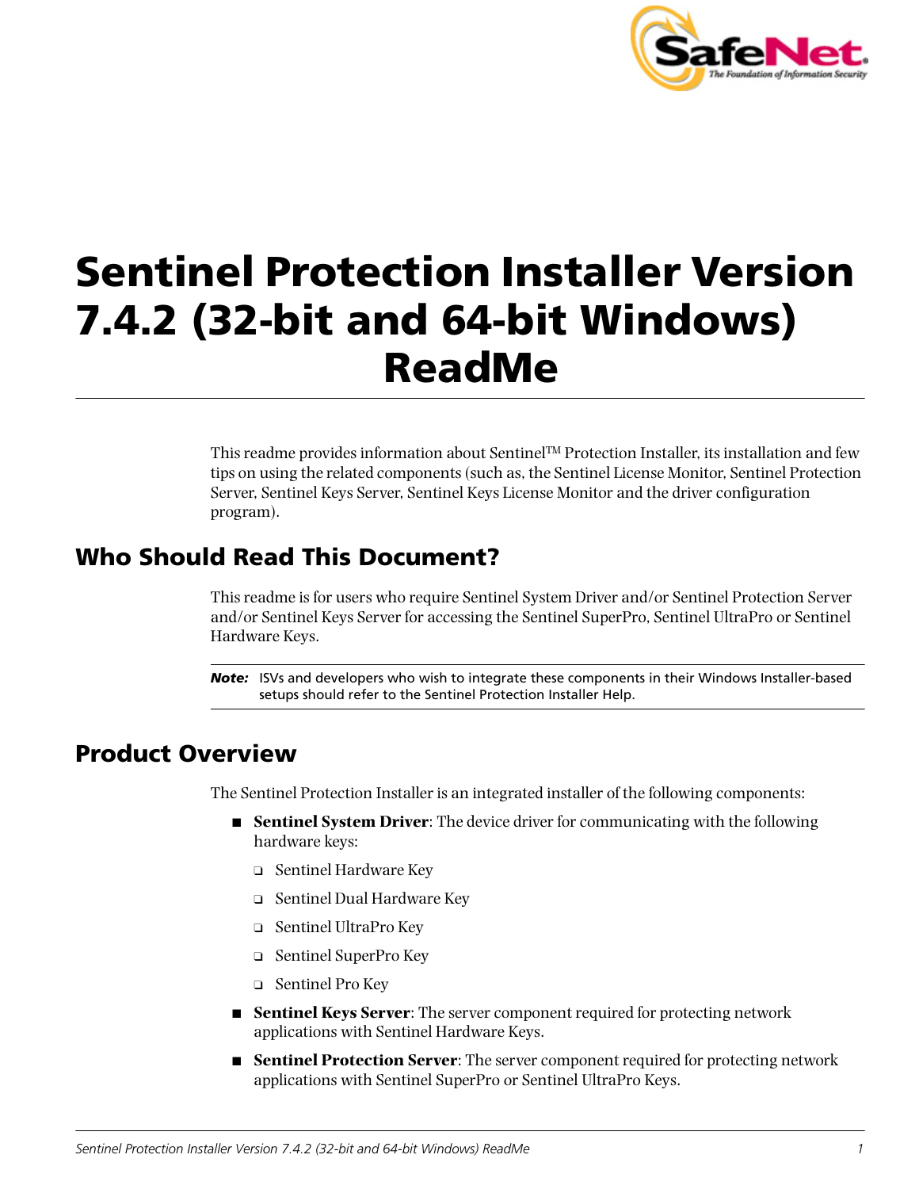# Sentinel Protection Installer Version 7.4.2 (32-bit and 64-bit Windows) ReadMe

This readme provides information about Sentinel™ Protection Installer, its installation and few tips on using the related components (such as, the Sentinel License Monitor, Sentinel Protection Server, Sentinel Keys Server, Sentinel Keys License Monitor and the driver configuration program).

## Who Should Read This Document?

This readme is for users who require Sentinel System Driver and/or Sentinel Protection Server and/or Sentinel Keys Server for accessing the Sentinel SuperPro, Sentinel UltraPro or Sentinel Hardware Keys.

> ***Note:*** ISVs and developers who wish to integrate these components in their Windows Installer-based setups should refer to the Sentinel Protection Installer Help.

## Product Overview

The Sentinel Protection Installer is an integrated installer of the following components:

- **Sentinel System Driver**: The device driver for communicating with the following hardware keys:
  - Sentinel Hardware Key
  - Sentinel Dual Hardware Key
  - Sentinel UltraPro Key
  - Sentinel SuperPro Key
  - Sentinel Pro Key
- **Sentinel Keys Server**: The server component required for protecting network applications with Sentinel Hardware Keys.
- **Sentinel Protection Server**: The server component required for protecting network applications with Sentinel SuperPro or Sentinel UltraPro Keys.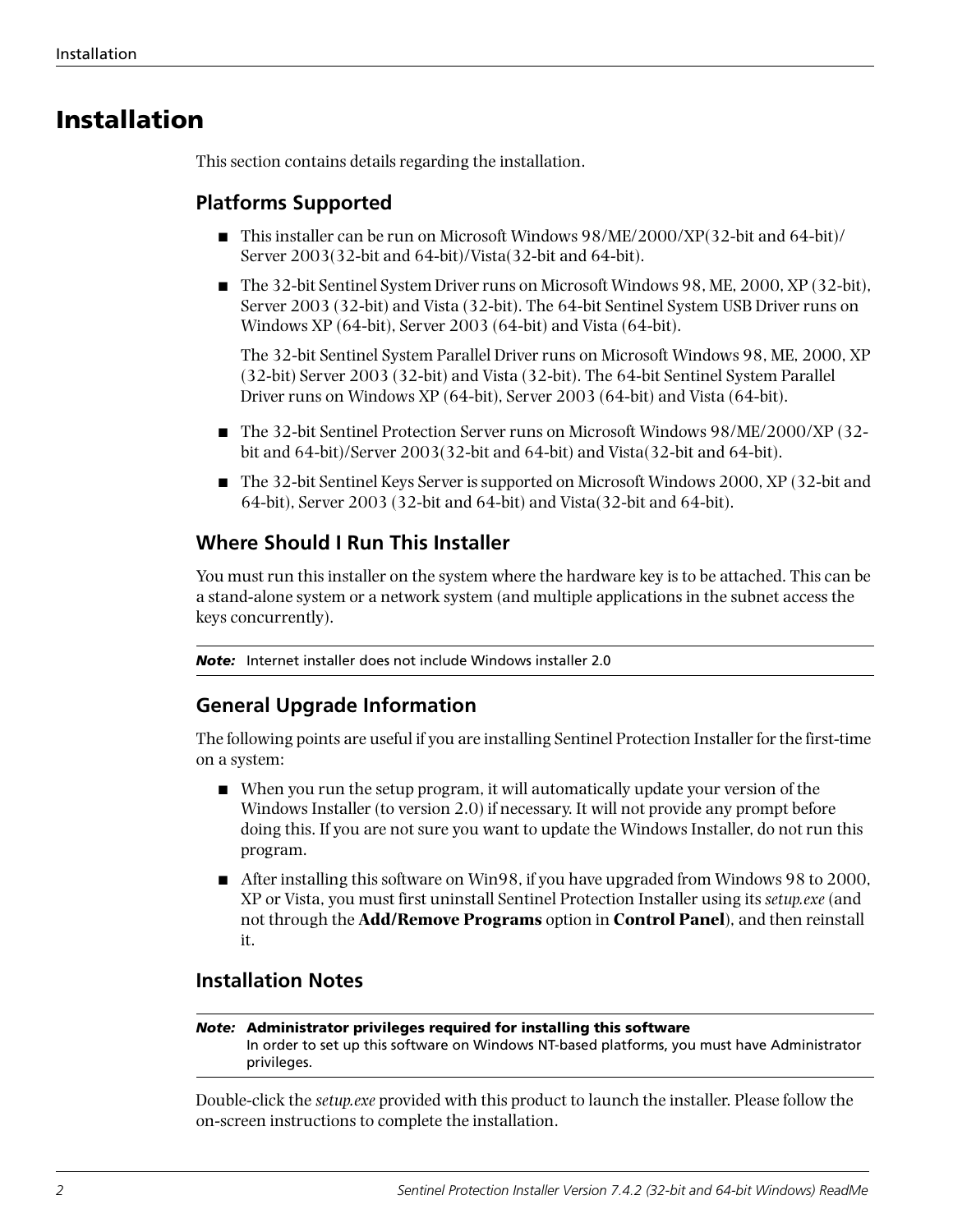# Installation

This section contains details regarding the installation.

## Platforms Supported

- This installer can be run on Microsoft Windows 98/ME/2000/XP(32-bit and 64-bit)/ Server 2003(32-bit and 64-bit)/Vista(32-bit and 64-bit).
- The 32-bit Sentinel System Driver runs on Microsoft Windows 98, ME, 2000, XP (32-bit), Server 2003 (32-bit) and Vista (32-bit). The 64-bit Sentinel System USB Driver runs on Windows XP (64-bit), Server 2003 (64-bit) and Vista (64-bit).

  The 32-bit Sentinel System Parallel Driver runs on Microsoft Windows 98, ME, 2000, XP (32-bit) Server 2003 (32-bit) and Vista (32-bit). The 64-bit Sentinel System Parallel Driver runs on Windows XP (64-bit), Server 2003 (64-bit) and Vista (64-bit).
- The 32-bit Sentinel Protection Server runs on Microsoft Windows 98/ME/2000/XP (32-bit and 64-bit)/Server 2003(32-bit and 64-bit) and Vista(32-bit and 64-bit).
- The 32-bit Sentinel Keys Server is supported on Microsoft Windows 2000, XP (32-bit and 64-bit), Server 2003 (32-bit and 64-bit) and Vista(32-bit and 64-bit).

## Where Should I Run This Installer

You must run this installer on the system where the hardware key is to be attached. This can be a stand-alone system or a network system (and multiple applications in the subnet access the keys concurrently).

***Note:*** Internet installer does not include Windows installer 2.0

## General Upgrade Information

The following points are useful if you are installing Sentinel Protection Installer for the first-time on a system:

- When you run the setup program, it will automatically update your version of the Windows Installer (to version 2.0) if necessary. It will not provide any prompt before doing this. If you are not sure you want to update the Windows Installer, do not run this program.
- After installing this software on Win98, if you have upgraded from Windows 98 to 2000, XP or Vista, you must first uninstall Sentinel Protection Installer using its *setup.exe* (and not through the **Add/Remove Programs** option in **Control Panel**), and then reinstall it.

## Installation Notes

***Note:*** **Administrator privileges required for installing this software**
In order to set up this software on Windows NT-based platforms, you must have Administrator privileges.

Double-click the *setup.exe* provided with this product to launch the installer. Please follow the on-screen instructions to complete the installation.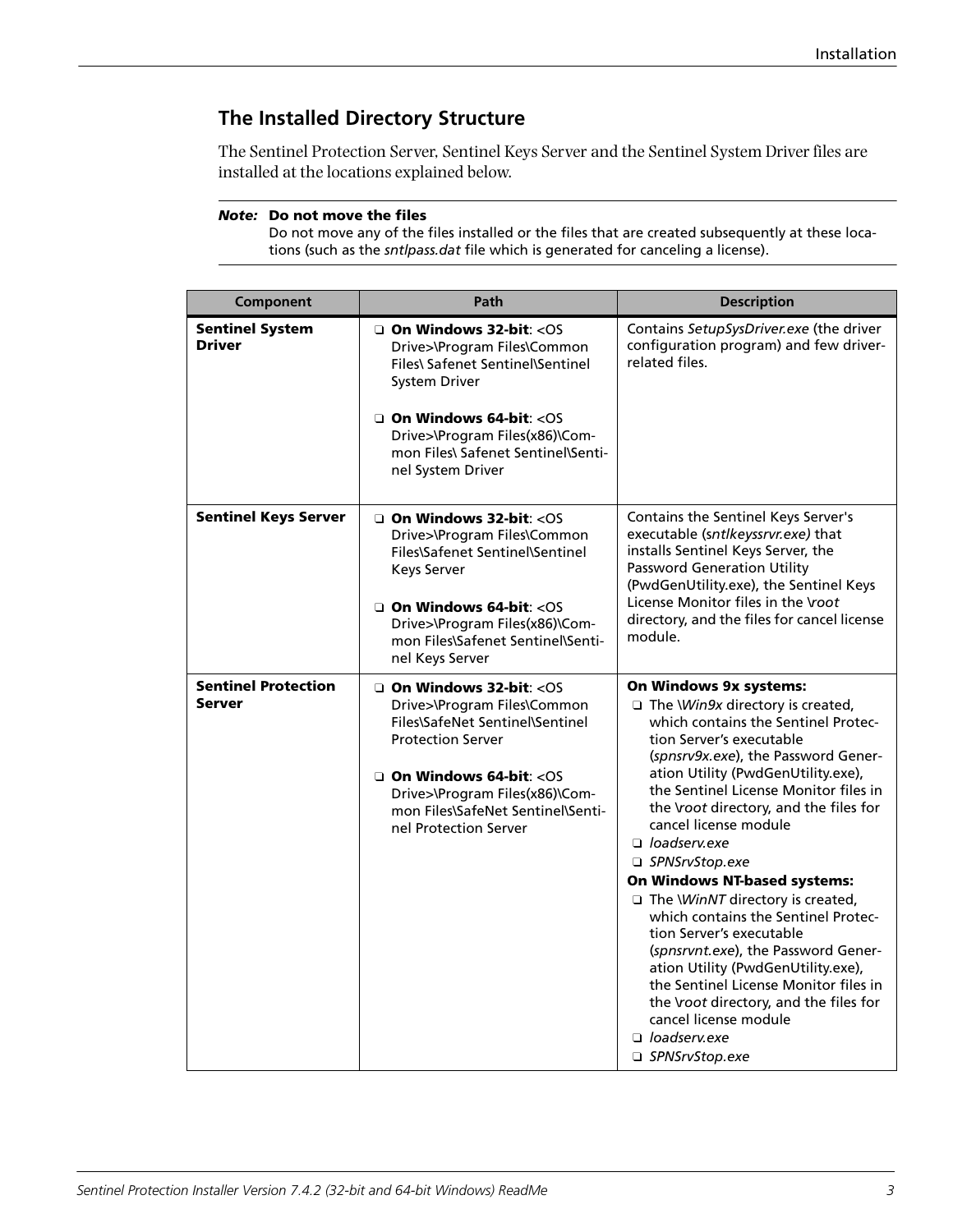## The Installed Directory Structure

The Sentinel Protection Server, Sentinel Keys Server and the Sentinel System Driver files are installed at the locations explained below.

> ***Note:*** **Do not move the files**
> Do not move any of the files installed or the files that are created subsequently at these locations (such as the *sntlpass.dat* file which is generated for canceling a license).

| Component | Path | Description |
|---|---|---|
| **Sentinel System Driver** | ❑ **On Windows 32-bit**: <OS Drive>\Program Files\Common Files\ Safenet Sentinel\Sentinel System Driver<br><br>❑ **On Windows 64-bit**: <OS Drive>\Program Files(x86)\Common Files\ Safenet Sentinel\Sentinel System Driver | Contains *SetupSysDriver.exe* (the driver configuration program) and few driver-related files. |
| **Sentinel Keys Server** | ❑ **On Windows 32-bit**: <OS Drive>\Program Files\Common Files\Safenet Sentinel\Sentinel Keys Server<br><br>❑ **On Windows 64-bit**: <OS Drive>\Program Files(x86)\Common Files\Safenet Sentinel\Sentinel Keys Server | Contains the Sentinel Keys Server's executable (*sntlkeyssrvr.exe)* that installs Sentinel Keys Server, the Password Generation Utility (PwdGenUtility.exe), the Sentinel Keys License Monitor files in the *\root* directory, and the files for cancel license module. |
| **Sentinel Protection Server** | ❑ **On Windows 32-bit**: <OS Drive>\Program Files\Common Files\SafeNet Sentinel\Sentinel Protection Server<br><br>❑ **On Windows 64-bit**: <OS Drive>\Program Files(x86)\Common Files\SafeNet Sentinel\Sentinel Protection Server | **On Windows 9x systems:**<br>❑ The *\Win9x* directory is created, which contains the Sentinel Protection Server's executable (*spnsrv9x.exe*), the Password Generation Utility (PwdGenUtility.exe), the Sentinel License Monitor files in the *\root* directory, and the files for cancel license module<br>❑ *loadserv.exe*<br>❑ *SPNSrvStop.exe*<br>**On Windows NT-based systems:**<br>❑ The *\WinNT* directory is created, which contains the Sentinel Protection Server's executable (*spnsrvnt.exe*), the Password Generation Utility (PwdGenUtility.exe), the Sentinel License Monitor files in the *\root* directory, and the files for cancel license module<br>❑ *loadserv.exe*<br>❑ *SPNSrvStop.exe* |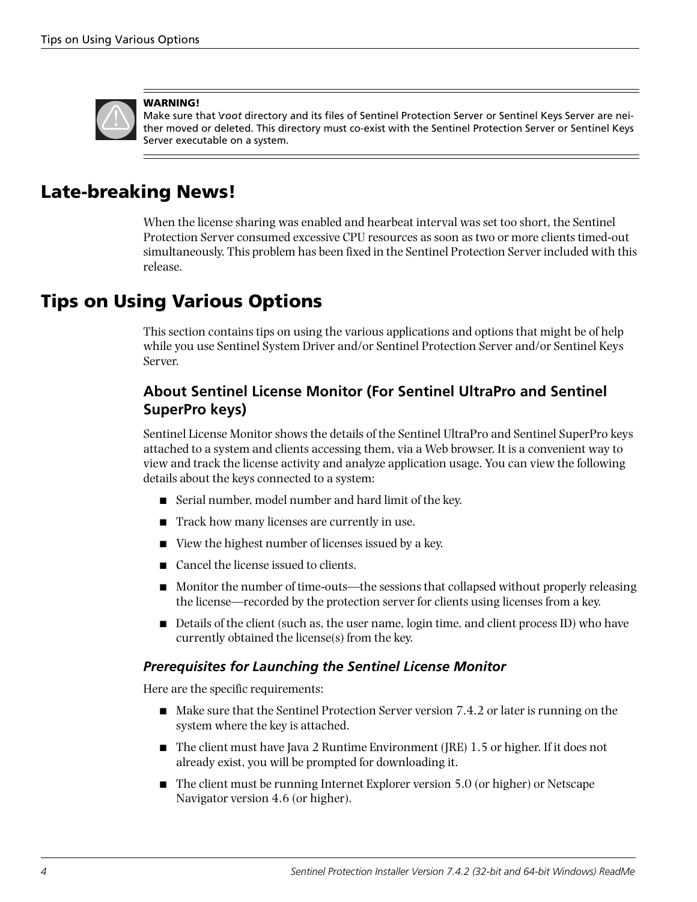**WARNING!**
Make sure that *\root* directory and its files of Sentinel Protection Server or Sentinel Keys Server are neither moved or deleted. This directory must co-exist with the Sentinel Protection Server or Sentinel Keys Server executable on a system.

# Late-breaking News!

When the license sharing was enabled and hearbeat interval was set too short, the Sentinel Protection Server consumed excessive CPU resources as soon as two or more clients timed-out simultaneously. This problem has been fixed in the Sentinel Protection Server included with this release.

# Tips on Using Various Options

This section contains tips on using the various applications and options that might be of help while you use Sentinel System Driver and/or Sentinel Protection Server and/or Sentinel Keys Server.

## About Sentinel License Monitor (For Sentinel UltraPro and Sentinel SuperPro keys)

Sentinel License Monitor shows the details of the Sentinel UltraPro and Sentinel SuperPro keys attached to a system and clients accessing them, via a Web browser. It is a convenient way to view and track the license activity and analyze application usage. You can view the following details about the keys connected to a system:

- Serial number, model number and hard limit of the key.
- Track how many licenses are currently in use.
- View the highest number of licenses issued by a key.
- Cancel the license issued to clients.
- Monitor the number of time-outs—the sessions that collapsed without properly releasing the license—recorded by the protection server for clients using licenses from a key.
- Details of the client (such as, the user name, login time, and client process ID) who have currently obtained the license(s) from the key.

### *Prerequisites for Launching the Sentinel License Monitor*

Here are the specific requirements:

- Make sure that the Sentinel Protection Server version 7.4.2 or later is running on the system where the key is attached.
- The client must have Java 2 Runtime Environment (JRE) 1.5 or higher. If it does not already exist, you will be prompted for downloading it.
- The client must be running Internet Explorer version 5.0 (or higher) or Netscape Navigator version 4.6 (or higher).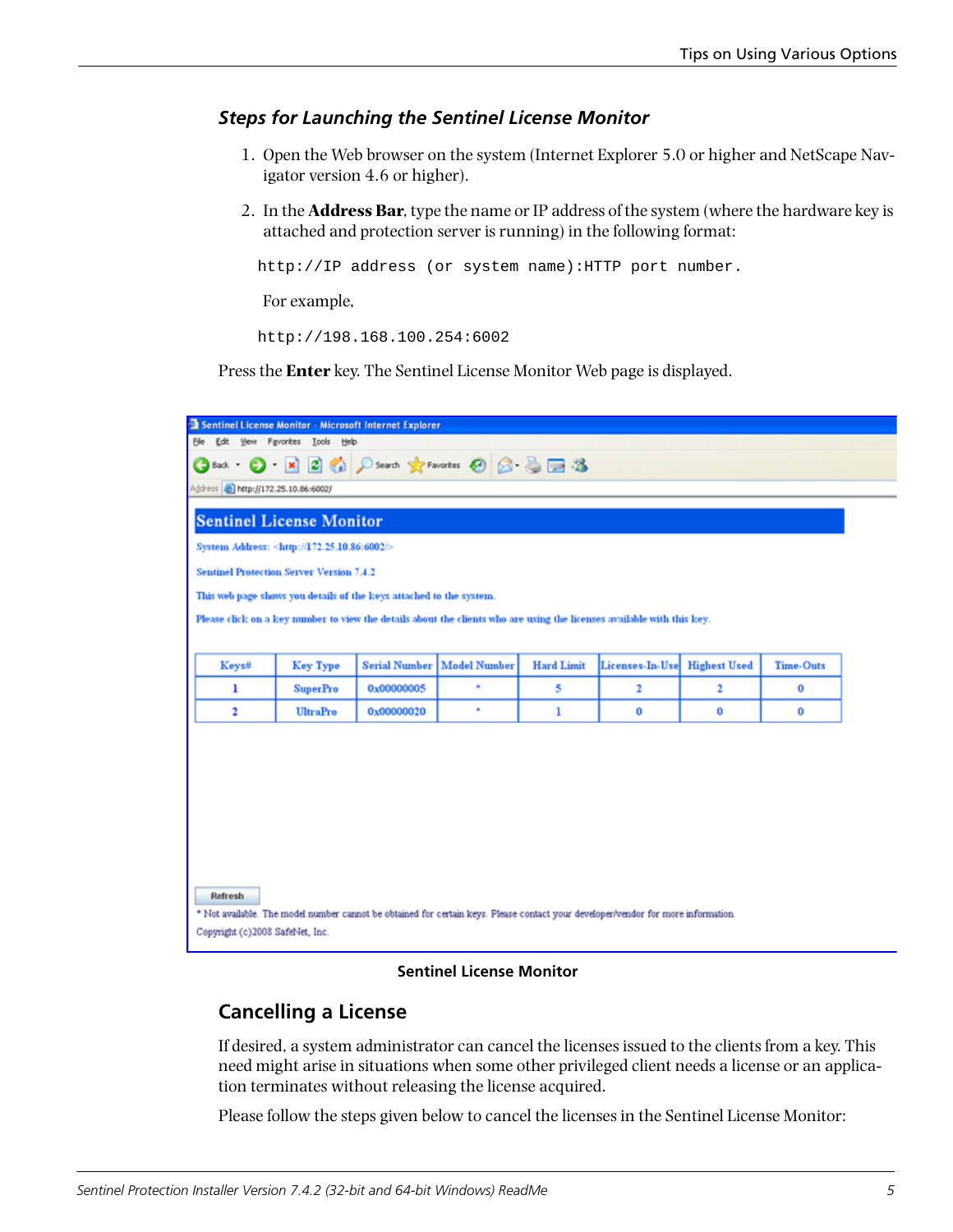### *Steps for Launching the Sentinel License Monitor*

1. Open the Web browser on the system (Internet Explorer 5.0 or higher and NetScape Navigator version 4.6 or higher).
2. In the **Address Bar**, type the name or IP address of the system (where the hardware key is attached and protection server is running) in the following format:

```
http://IP address (or system name):HTTP port number.
```

For example,

```
http://198.168.100.254:6002
```

Press the **Enter** key. The Sentinel License Monitor Web page is displayed.

Sentinel License Monitor

## Cancelling a License

If desired, a system administrator can cancel the licenses issued to the clients from a key. This need might arise in situations when some other privileged client needs a license or an application terminates without releasing the license acquired.

Please follow the steps given below to cancel the licenses in the Sentinel License Monitor: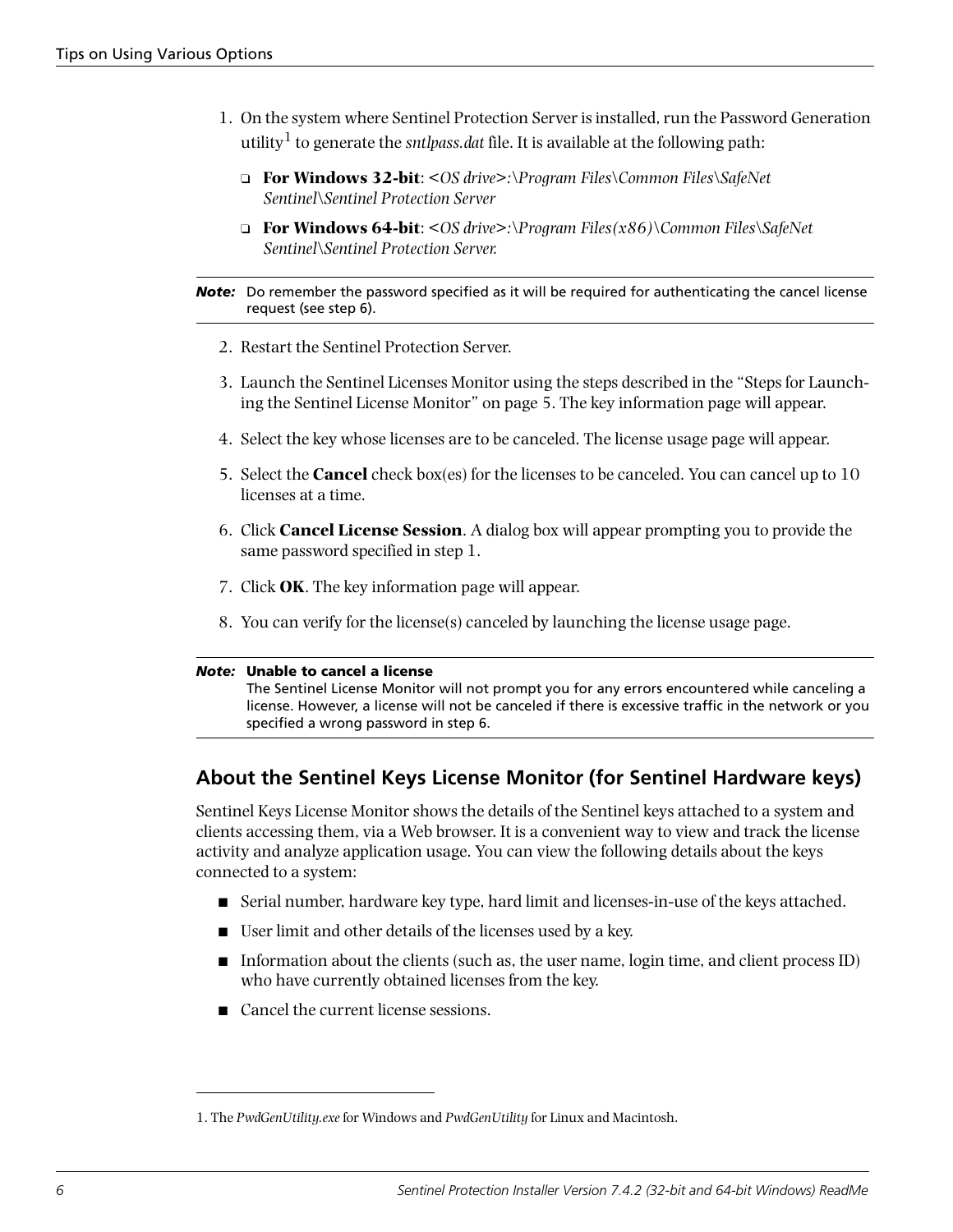1. On the system where Sentinel Protection Server is installed, run the Password Generation utility[1] to generate the *sntlpass.dat* file. It is available at the following path:
   - **For Windows 32-bit**: *<OS drive>:\Program Files\Common Files\SafeNet Sentinel\Sentinel Protection Server*
   - **For Windows 64-bit**: *<OS drive>:\Program Files(x86)\Common Files\SafeNet Sentinel\Sentinel Protection Server.*

> ***Note:*** Do remember the password specified as it will be required for authenticating the cancel license request (see step 6).

2. Restart the Sentinel Protection Server.
3. Launch the Sentinel Licenses Monitor using the steps described in the "Steps for Launching the Sentinel License Monitor" on page 5. The key information page will appear.
4. Select the key whose licenses are to be canceled. The license usage page will appear.
5. Select the **Cancel** check box(es) for the licenses to be canceled. You can cancel up to 10 licenses at a time.
6. Click **Cancel License Session**. A dialog box will appear prompting you to provide the same password specified in step 1.
7. Click **OK**. The key information page will appear.
8. You can verify for the license(s) canceled by launching the license usage page.

> ***Note:*** **Unable to cancel a license**
> The Sentinel License Monitor will not prompt you for any errors encountered while canceling a license. However, a license will not be canceled if there is excessive traffic in the network or you specified a wrong password in step 6.

## About the Sentinel Keys License Monitor (for Sentinel Hardware keys)

Sentinel Keys License Monitor shows the details of the Sentinel keys attached to a system and clients accessing them, via a Web browser. It is a convenient way to view and track the license activity and analyze application usage. You can view the following details about the keys connected to a system:

- Serial number, hardware key type, hard limit and licenses-in-use of the keys attached.
- User limit and other details of the licenses used by a key.
- Information about the clients (such as, the user name, login time, and client process ID) who have currently obtained licenses from the key.
- Cancel the current license sessions.

---

1. The *PwdGenUtility.exe* for Windows and *PwdGenUtility* for Linux and Macintosh.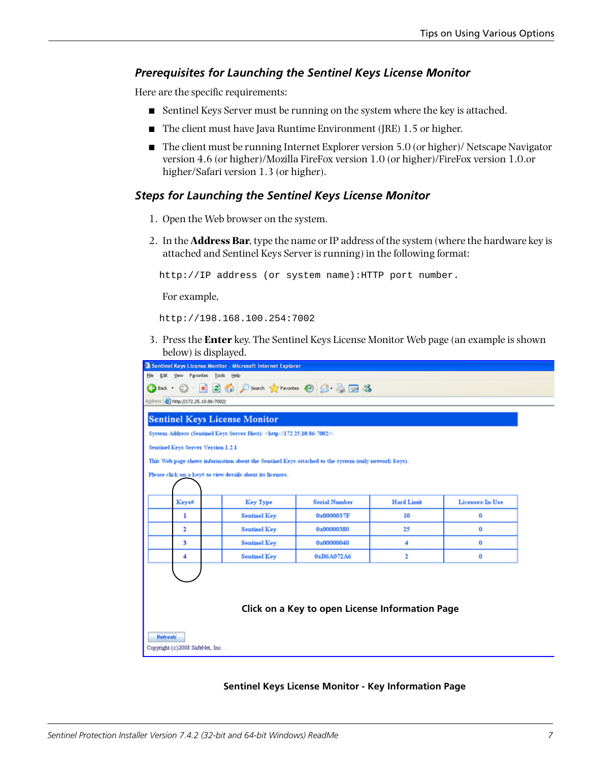### Prerequisites for Launching the Sentinel Keys License Monitor

Here are the specific requirements:

- Sentinel Keys Server must be running on the system where the key is attached.
- The client must have Java Runtime Environment (JRE) 1.5 or higher.
- The client must be running Internet Explorer version 5.0 (or higher)/ Netscape Navigator version 4.6 (or higher)/Mozilla FireFox version 1.0 (or higher)/FireFox version 1.0.or higher/Safari version 1.3 (or higher).

### Steps for Launching the Sentinel Keys License Monitor

1. Open the Web browser on the system.
2. In the **Address Bar**, type the name or IP address of the system (where the hardware key is attached and Sentinel Keys Server is running) in the following format:

   ```
   http://IP address (or system name):HTTP port number.
   ```

   For example,

   ```
   http://198.168.100.254:7002
   ```

3. Press the **Enter** key. The Sentinel Keys License Monitor Web page (an example is shown below) is displayed.

Sentinel Keys License Monitor - Microsoft Internet Explorer

Address: http://172.25.10.86:7002/

**Sentinel Keys License Monitor**

System Address (Sentinel Keys Server Host): <http://172.25.10.86: 7002/>

Sentinel Keys Server Version 1.2.1

This Web page shows information about the Sentinel Keys attached to the system (only network keys).

Please click on a key# to view details about its licenses.

| Keys# | Key Type | Serial Number | Hard Limit | Licenses-In-Use |
|---|---|---|---|---|
| 1 | Sentinel Key | 0x0000037F | 10 | 0 |
| 2 | Sentinel Key | 0x00000380 | 25 | 0 |
| 3 | Sentinel Key | 0x00000040 | 4 | 0 |
| 4 | Sentinel Key | 0xB6A072A6 | 2 | 0 |

**Click on a Key to open License Information Page**

Refresh

Copyright (c)2008 SafeNet, Inc.

**Sentinel Keys License Monitor - Key Information Page**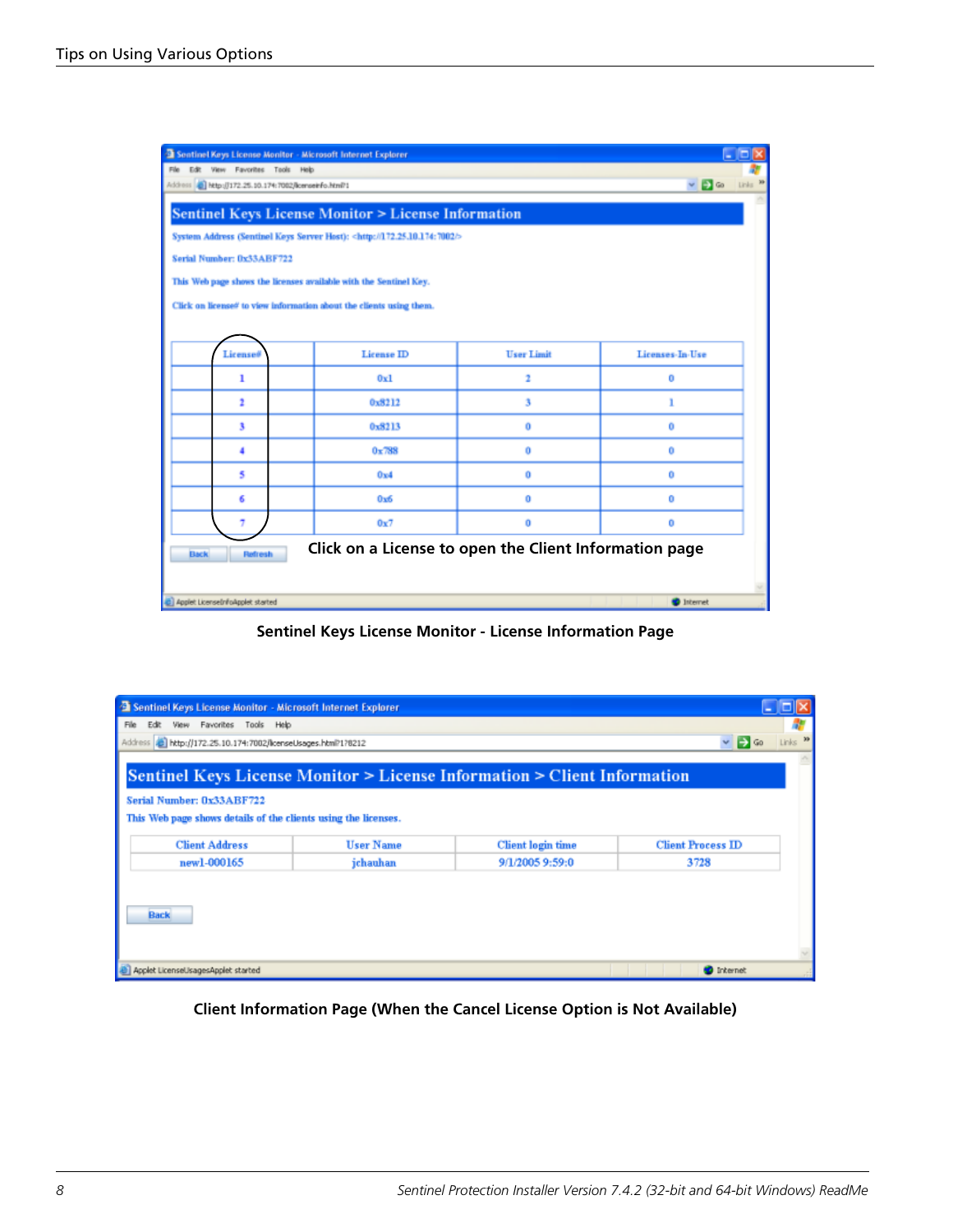Click on a License to open the Client Information page

**Sentinel Keys License Monitor - License Information Page**

**Client Information Page (When the Cancel License Option is Not Available)**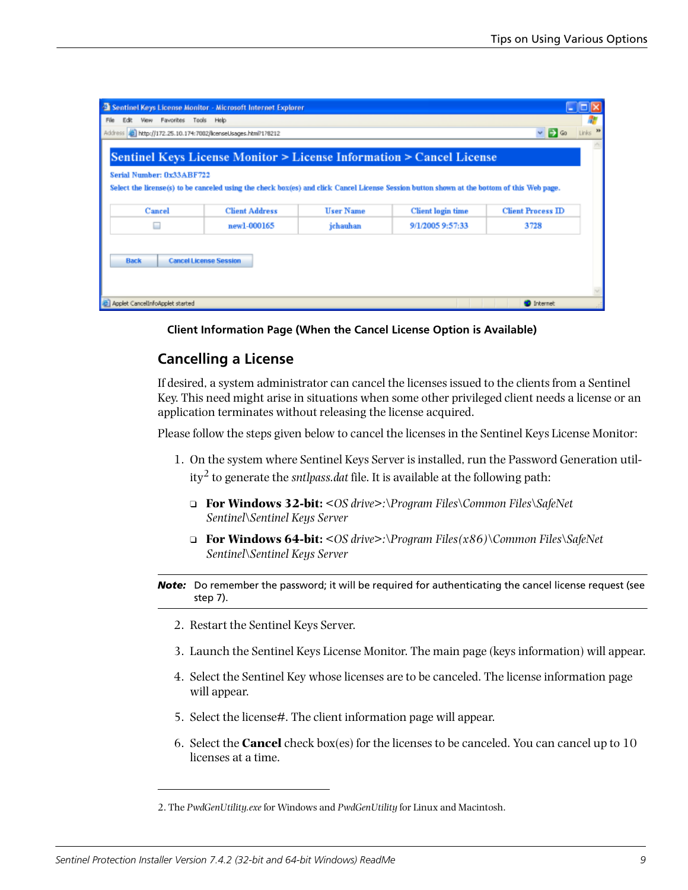Client Information Page (When the Cancel License Option is Available)

## Cancelling a License

If desired, a system administrator can cancel the licenses issued to the clients from a Sentinel Key. This need might arise in situations when some other privileged client needs a license or an application terminates without releasing the license acquired.

Please follow the steps given below to cancel the licenses in the Sentinel Keys License Monitor:

1. On the system where Sentinel Keys Server is installed, run the Password Generation utility[2] to generate the *sntlpass.dat* file. It is available at the following path:
   - **For Windows 32-bit:** <*OS drive*>:*\Program Files\Common Files\SafeNet Sentinel\Sentinel Keys Server*
   - **For Windows 64-bit:** <*OS drive*>:*\Program Files(x86)\Common Files\SafeNet Sentinel\Sentinel Keys Server*

***Note:*** Do remember the password; it will be required for authenticating the cancel license request (see step 7).

2. Restart the Sentinel Keys Server.
3. Launch the Sentinel Keys License Monitor. The main page (keys information) will appear.
4. Select the Sentinel Key whose licenses are to be canceled. The license information page will appear.
5. Select the license#. The client information page will appear.
6. Select the **Cancel** check box(es) for the licenses to be canceled. You can cancel up to 10 licenses at a time.

2. The *PwdGenUtility.exe* for Windows and *PwdGenUtility* for Linux and Macintosh.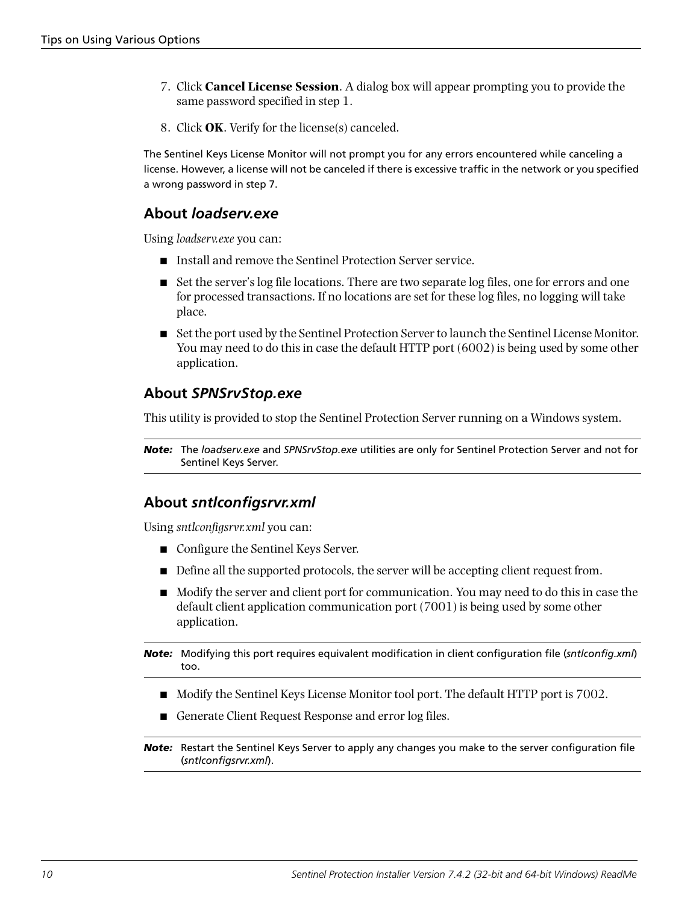7. Click **Cancel License Session**. A dialog box will appear prompting you to provide the same password specified in step 1.

8. Click **OK**. Verify for the license(s) canceled.

The Sentinel Keys License Monitor will not prompt you for any errors encountered while canceling a license. However, a license will not be canceled if there is excessive traffic in the network or you specified a wrong password in step 7.

## About *loadserv.exe*

Using *loadserv.exe* you can:

- Install and remove the Sentinel Protection Server service.
- Set the server's log file locations. There are two separate log files, one for errors and one for processed transactions. If no locations are set for these log files, no logging will take place.
- Set the port used by the Sentinel Protection Server to launch the Sentinel License Monitor. You may need to do this in case the default HTTP port (6002) is being used by some other application.

## About *SPNSrvStop.exe*

This utility is provided to stop the Sentinel Protection Server running on a Windows system.

> ***Note:*** The *loadserv.exe* and *SPNSrvStop.exe* utilities are only for Sentinel Protection Server and not for Sentinel Keys Server.

## About *sntlconfigsrvr.xml*

Using *sntlconfigsrvr.xml* you can:

- Configure the Sentinel Keys Server.
- Define all the supported protocols, the server will be accepting client request from.
- Modify the server and client port for communication. You may need to do this in case the default client application communication port (7001) is being used by some other application.

> ***Note:*** Modifying this port requires equivalent modification in client configuration file (*sntlconfig.xml*) too.

- Modify the Sentinel Keys License Monitor tool port. The default HTTP port is 7002.
- Generate Client Request Response and error log files.

> ***Note:*** Restart the Sentinel Keys Server to apply any changes you make to the server configuration file (*sntlconfigsrvr.xml*).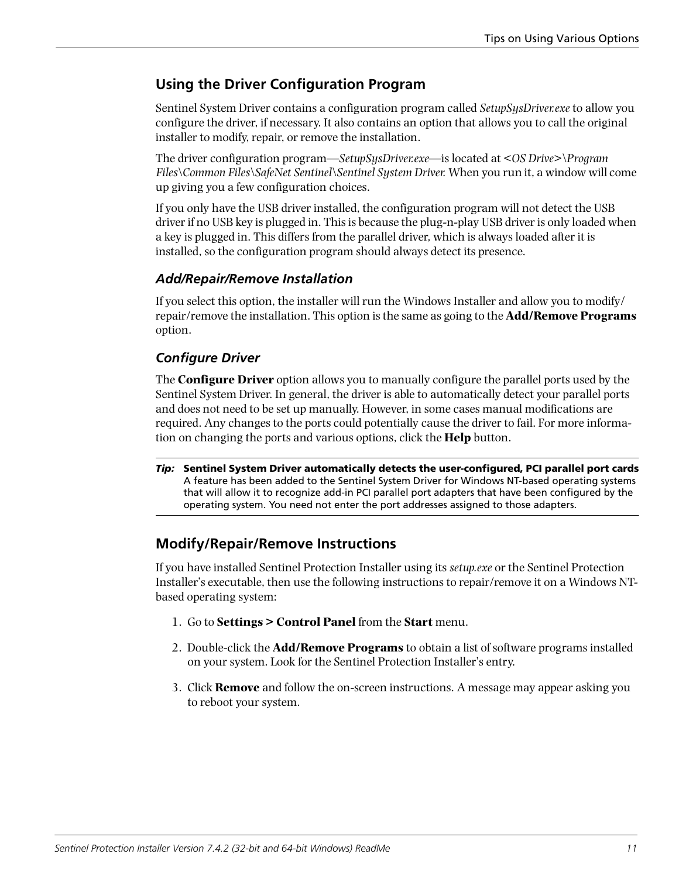## Using the Driver Configuration Program

Sentinel System Driver contains a configuration program called *SetupSysDriver.exe* to allow you configure the driver, if necessary. It also contains an option that allows you to call the original installer to modify, repair, or remove the installation.

The driver configuration program—*SetupSysDriver.exe*—is located at *<OS Drive>\Program Files\Common Files\SafeNet Sentinel\Sentinel System Driver.* When you run it, a window will come up giving you a few configuration choices.

If you only have the USB driver installed, the configuration program will not detect the USB driver if no USB key is plugged in. This is because the plug-n-play USB driver is only loaded when a key is plugged in. This differs from the parallel driver, which is always loaded after it is installed, so the configuration program should always detect its presence.

### *Add/Repair/Remove Installation*

If you select this option, the installer will run the Windows Installer and allow you to modify/repair/remove the installation. This option is the same as going to the **Add/Remove Programs** option.

### *Configure Driver*

The **Configure Driver** option allows you to manually configure the parallel ports used by the Sentinel System Driver. In general, the driver is able to automatically detect your parallel ports and does not need to be set up manually. However, in some cases manual modifications are required. Any changes to the ports could potentially cause the driver to fail. For more information on changing the ports and various options, click the **Help** button.

> ***Tip:*** **Sentinel System Driver automatically detects the user-configured, PCI parallel port cards**
> A feature has been added to the Sentinel System Driver for Windows NT-based operating systems that will allow it to recognize add-in PCI parallel port adapters that have been configured by the operating system. You need not enter the port addresses assigned to those adapters.

## Modify/Repair/Remove Instructions

If you have installed Sentinel Protection Installer using its *setup.exe* or the Sentinel Protection Installer's executable, then use the following instructions to repair/remove it on a Windows NT-based operating system:

1. Go to **Settings > Control Panel** from the **Start** menu.
2. Double-click the **Add/Remove Programs** to obtain a list of software programs installed on your system. Look for the Sentinel Protection Installer's entry.
3. Click **Remove** and follow the on-screen instructions. A message may appear asking you to reboot your system.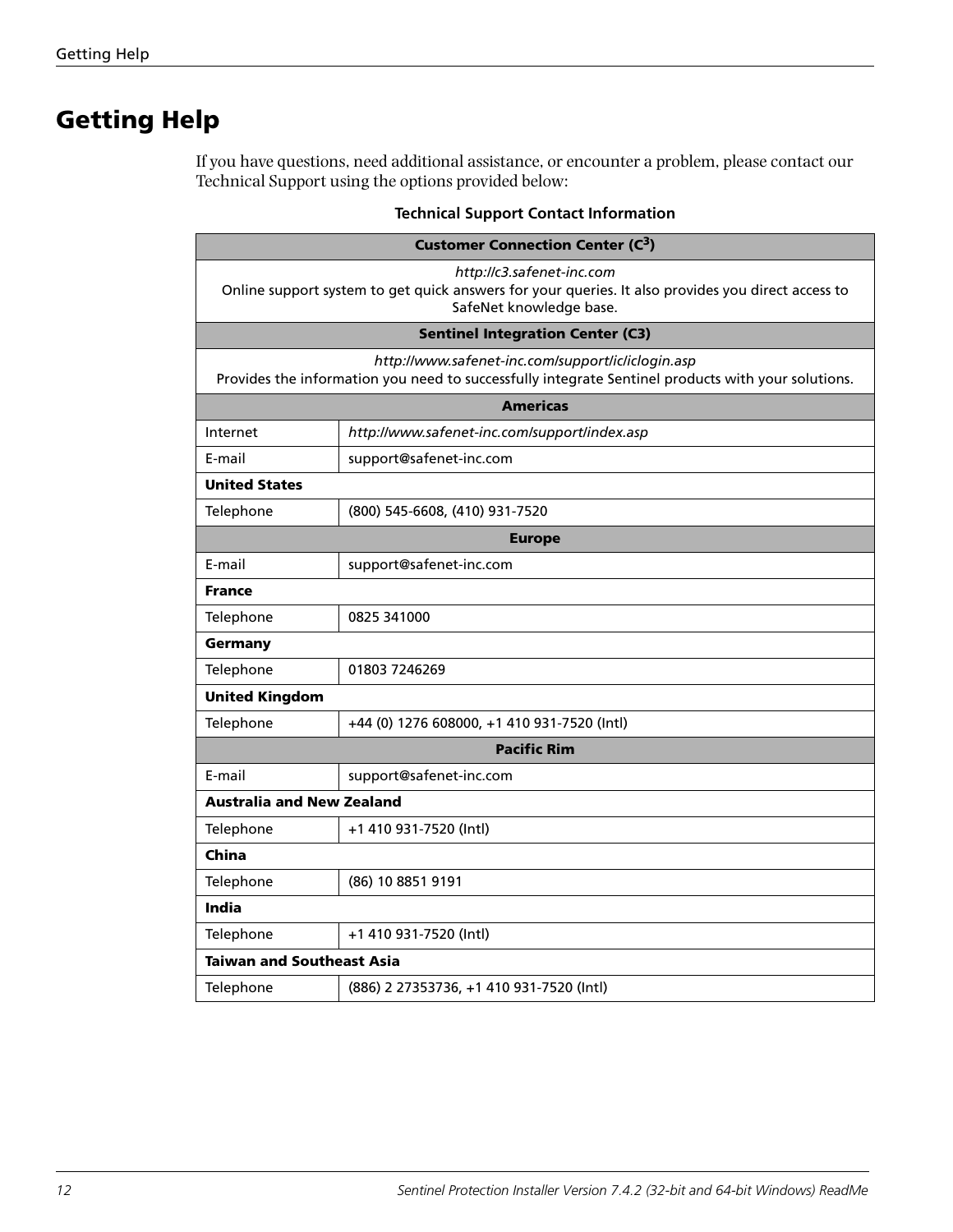# Getting Help

If you have questions, need additional assistance, or encounter a problem, please contact our Technical Support using the options provided below:

**Technical Support Contact Information**

| **Customer Connection Center (C$^3$)** | |
|---|---|
| *http://c3.safenet-inc.com* Online support system to get quick answers for your queries. It also provides you direct access to SafeNet knowledge base. | |
| **Sentinel Integration Center (C3)** | |
| *http://www.safenet-inc.com/support/ic/iclogin.asp* Provides the information you need to successfully integrate Sentinel products with your solutions. | |
| **Americas** | |
| Internet | *http://www.safenet-inc.com/support/index.asp* |
| E-mail | support@safenet-inc.com |
| **United States** | |
| Telephone | (800) 545-6608, (410) 931-7520 |
| **Europe** | |
| E-mail | support@safenet-inc.com |
| **France** | |
| Telephone | 0825 341000 |
| **Germany** | |
| Telephone | 01803 7246269 |
| **United Kingdom** | |
| Telephone | +44 (0) 1276 608000, +1 410 931-7520 (Intl) |
| **Pacific Rim** | |
| E-mail | support@safenet-inc.com |
| **Australia and New Zealand** | |
| Telephone | +1 410 931-7520 (Intl) |
| **China** | |
| Telephone | (86) 10 8851 9191 |
| **India** | |
| Telephone | +1 410 931-7520 (Intl) |
| **Taiwan and Southeast Asia** | |
| Telephone | (886) 2 27353736, +1 410 931-7520 (Intl) |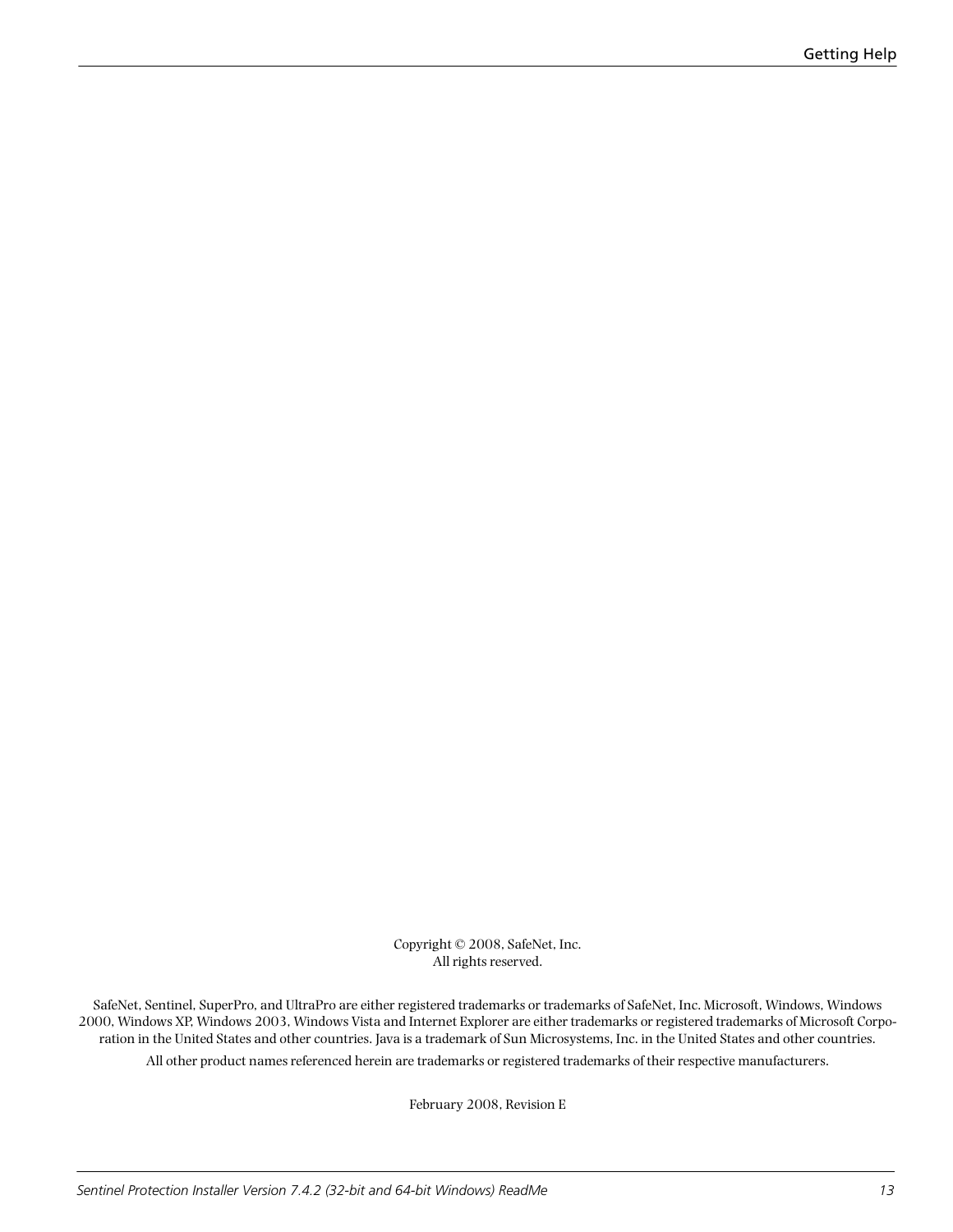Copyright © 2008, SafeNet, Inc.
All rights reserved.

SafeNet, Sentinel, SuperPro, and UltraPro are either registered trademarks or trademarks of SafeNet, Inc. Microsoft, Windows, Windows 2000, Windows XP, Windows 2003, Windows Vista and Internet Explorer are either trademarks or registered trademarks of Microsoft Corporation in the United States and other countries. Java is a trademark of Sun Microsystems, Inc. in the United States and other countries.

All other product names referenced herein are trademarks or registered trademarks of their respective manufacturers.

February 2008, Revision E